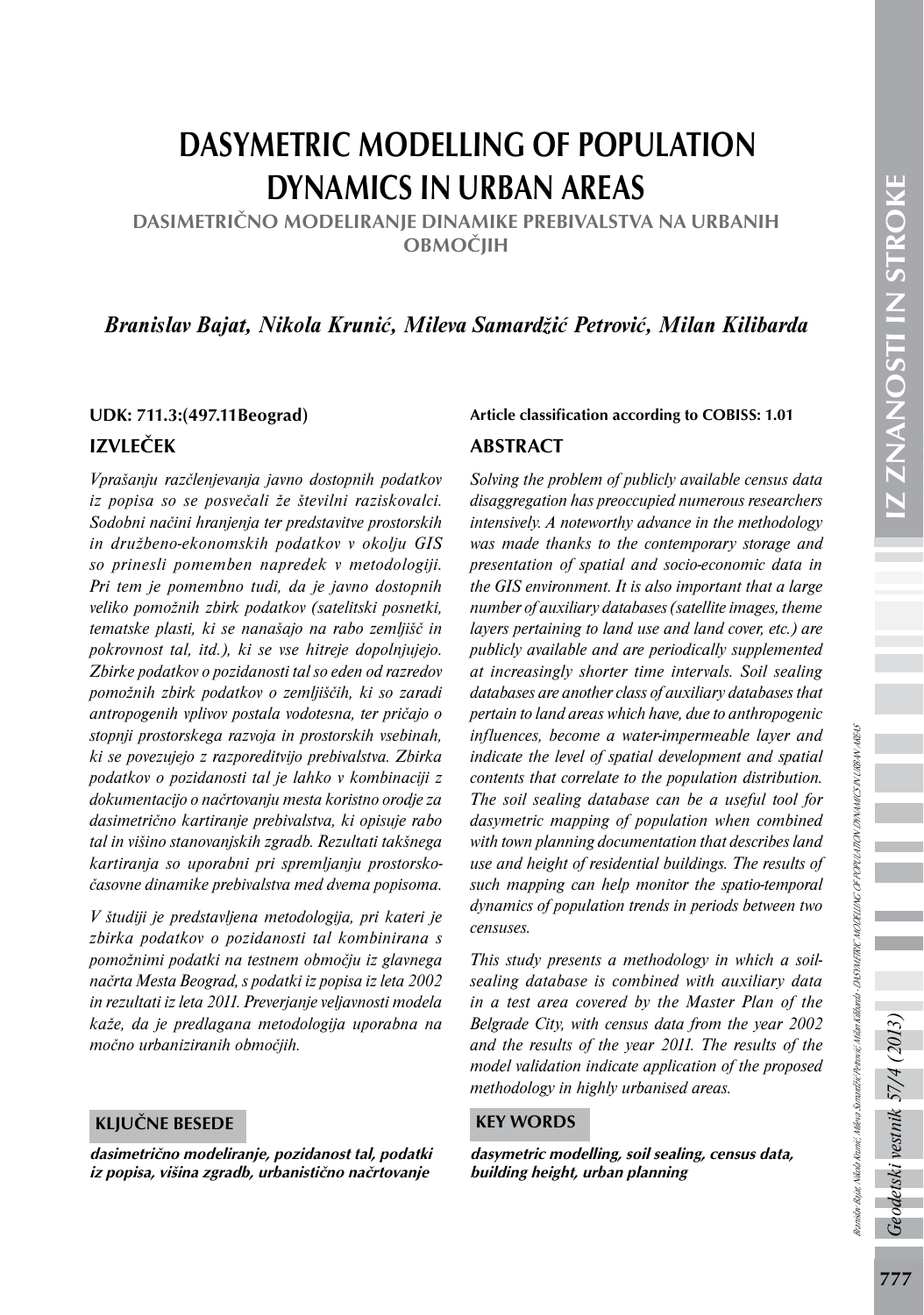# DASYMETRIC MODELLING OF POPULATION DYNAMICS IN URBAN AREAS

## DASIMETRIČNO MODELIRANJE DINAMIKE PREBIVALSTVA NA URBANIH OBMOČJIH

***Branislav Bajat, Nikola Krunić, Mileva Samardžić Petrović, Milan Kilibarda***

**UDK: 711.3:(497.11Beograd)**

**Article classification according to COBISS: 1.01**

## IZVLEČEK

*Vprašanju razčlenjevanja javno dostopnih podatkov iz popisa so se posvečali že številni raziskovalci. Sodobni načini hranjenja ter predstavitve prostorskih in družbeno-ekonomskih podatkov v okolju GIS so prinesli pomemben napredek v metodologiji. Pri tem je pomembno tudi, da je javno dostopnih veliko pomožnih zbirk podatkov (satelitski posnetki, tematske plasti, ki se nanašajo na rabo zemljišč in pokrovnost tal, itd.), ki se vse hitreje dopolnjujejo. Zbirke podatkov o pozidanosti tal so eden od razredov pomožnih zbirk podatkov o zemljiščih, ki so zaradi antropogenih vplivov postala vodotesna, ter pričajo o stopnji prostorskega razvoja in prostorskih vsebinah, ki se povezujejo z razporeditvijo prebivalstva. Zbirka podatkov o pozidanosti tal je lahko v kombinaciji z dokumentacijo o načrtovanju mesta koristno orodje za dasimetrično kartiranje prebivalstva, ki opisuje rabo tal in višino stanovanjskih zgradb. Rezultati takšnega kartiranja so uporabni pri spremljanju prostorsko-časovne dinamike prebivalstva med dvema popisoma.*

*V študiji je predstavljena metodologija, pri kateri je zbirka podatkov o pozidanosti tal kombinirana s pomožnimi podatki na testnem območju iz glavnega načrta Mesta Beograd, s podatki iz popisa iz leta 2002 in rezultati iz leta 2011. Preverjanje veljavnosti modela kaže, da je predlagana metodologija uporabna na močno urbaniziranih območjih.*

### KLJUČNE BESEDE

***dasimetrično modeliranje, pozidanost tal, podatki iz popisa, višina zgradb, urbanistično načrtovanje***

## ABSTRACT

*Solving the problem of publicly available census data disaggregation has preoccupied numerous researchers intensively. A noteworthy advance in the methodology was made thanks to the contemporary storage and presentation of spatial and socio-economic data in the GIS environment. It is also important that a large number of auxiliary databases (satellite images, theme layers pertaining to land use and land cover, etc.) are publicly available and are periodically supplemented at increasingly shorter time intervals. Soil sealing databases are another class of auxiliary databases that pertain to land areas which have, due to anthropogenic influences, become a water-impermeable layer and indicate the level of spatial development and spatial contents that correlate to the population distribution. The soil sealing database can be a useful tool for dasymetric mapping of population when combined with town planning documentation that describes land use and height of residential buildings. The results of such mapping can help monitor the spatio-temporal dynamics of population trends in periods between two censuses.*

*This study presents a methodology in which a soil-sealing database is combined with auxiliary data in a test area covered by the Master Plan of the Belgrade City, with census data from the year 2002 and the results of the year 2011. The results of the model validation indicate application of the proposed methodology in highly urbanised areas.*

### KEY WORDS

***dasymetric modelling, soil sealing, census data, building height, urban planning***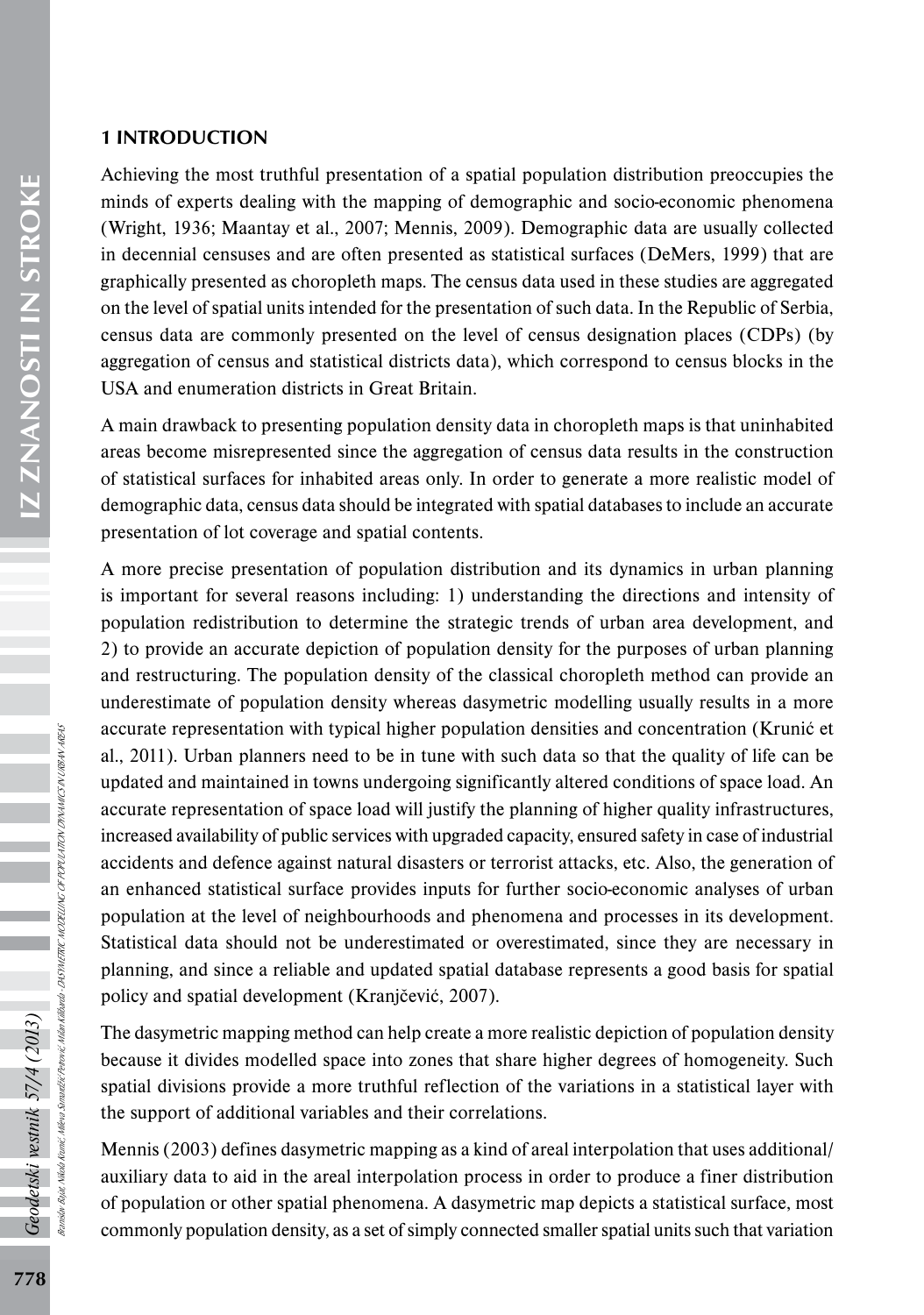## 1 INTRODUCTION

Achieving the most truthful presentation of a spatial population distribution preoccupies the minds of experts dealing with the mapping of demographic and socio-economic phenomena (Wright, 1936; Maantay et al., 2007; Mennis, 2009). Demographic data are usually collected in decennial censuses and are often presented as statistical surfaces (DeMers, 1999) that are graphically presented as choropleth maps. The census data used in these studies are aggregated on the level of spatial units intended for the presentation of such data. In the Republic of Serbia, census data are commonly presented on the level of census designation places (CDPs) (by aggregation of census and statistical districts data), which correspond to census blocks in the USA and enumeration districts in Great Britain.

A main drawback to presenting population density data in choropleth maps is that uninhabited areas become misrepresented since the aggregation of census data results in the construction of statistical surfaces for inhabited areas only. In order to generate a more realistic model of demographic data, census data should be integrated with spatial databases to include an accurate presentation of lot coverage and spatial contents.

A more precise presentation of population distribution and its dynamics in urban planning is important for several reasons including: 1) understanding the directions and intensity of population redistribution to determine the strategic trends of urban area development, and 2) to provide an accurate depiction of population density for the purposes of urban planning and restructuring. The population density of the classical choropleth method can provide an underestimate of population density whereas dasymetric modelling usually results in a more accurate representation with typical higher population densities and concentration (Krunić et al., 2011). Urban planners need to be in tune with such data so that the quality of life can be updated and maintained in towns undergoing significantly altered conditions of space load. An accurate representation of space load will justify the planning of higher quality infrastructures, increased availability of public services with upgraded capacity, ensured safety in case of industrial accidents and defence against natural disasters or terrorist attacks, etc. Also, the generation of an enhanced statistical surface provides inputs for further socio-economic analyses of urban population at the level of neighbourhoods and phenomena and processes in its development. Statistical data should not be underestimated or overestimated, since they are necessary in planning, and since a reliable and updated spatial database represents a good basis for spatial policy and spatial development (Kranjčević, 2007).

The dasymetric mapping method can help create a more realistic depiction of population density because it divides modelled space into zones that share higher degrees of homogeneity. Such spatial divisions provide a more truthful reflection of the variations in a statistical layer with the support of additional variables and their correlations.

Mennis (2003) defines dasymetric mapping as a kind of areal interpolation that uses additional/auxiliary data to aid in the areal interpolation process in order to produce a finer distribution of population or other spatial phenomena. A dasymetric map depicts a statistical surface, most commonly population density, as a set of simply connected smaller spatial units such that variation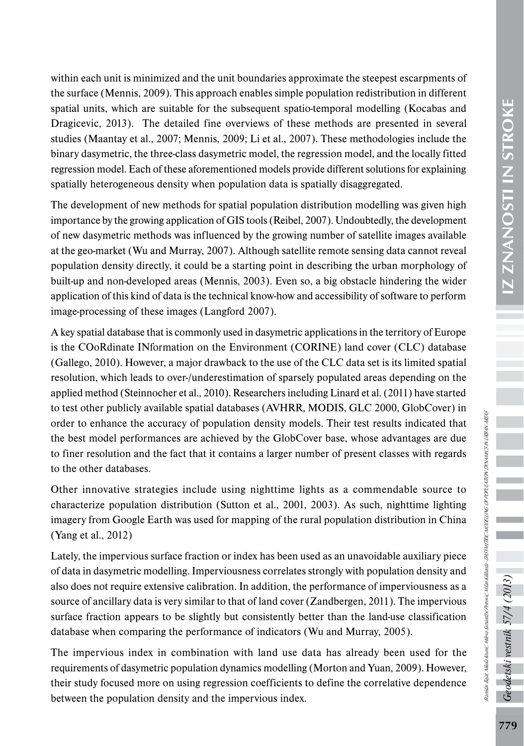within each unit is minimized and the unit boundaries approximate the steepest escarpments of the surface (Mennis, 2009). This approach enables simple population redistribution in different spatial units, which are suitable for the subsequent spatio-temporal modelling (Kocabas and Dragicevic, 2013). The detailed fine overviews of these methods are presented in several studies (Maantay et al., 2007; Mennis, 2009; Li et al., 2007). These methodologies include the binary dasymetric, the three-class dasymetric model, the regression model, and the locally fitted regression model. Each of these aforementioned models provide different solutions for explaining spatially heterogeneous density when population data is spatially disaggregated.

The development of new methods for spatial population distribution modelling was given high importance by the growing application of GIS tools (Reibel, 2007). Undoubtedly, the development of new dasymetric methods was influenced by the growing number of satellite images available at the geo-market (Wu and Murray, 2007). Although satellite remote sensing data cannot reveal population density directly, it could be a starting point in describing the urban morphology of built-up and non-developed areas (Mennis, 2003). Even so, a big obstacle hindering the wider application of this kind of data is the technical know-how and accessibility of software to perform image-processing of these images (Langford 2007).

A key spatial database that is commonly used in dasymetric applications in the territory of Europe is the COoRdinate INformation on the Environment (CORINE) land cover (CLC) database (Gallego, 2010). However, a major drawback to the use of the CLC data set is its limited spatial resolution, which leads to over-/underestimation of sparsely populated areas depending on the applied method (Steinnocher et al., 2010). Researchers including Linard et al. (2011) have started to test other publicly available spatial databases (AVHRR, MODIS, GLC 2000, GlobCover) in order to enhance the accuracy of population density models. Their test results indicated that the best model performances are achieved by the GlobCover base, whose advantages are due to finer resolution and the fact that it contains a larger number of present classes with regards to the other databases.

Other innovative strategies include using nighttime lights as a commendable source to characterize population distribution (Sutton et al., 2001, 2003). As such, nighttime lighting imagery from Google Earth was used for mapping of the rural population distribution in China (Yang et al., 2012)

Lately, the impervious surface fraction or index has been used as an unavoidable auxiliary piece of data in dasymetric modelling. Imperviousness correlates strongly with population density and also does not require extensive calibration. In addition, the performance of imperviousness as a source of ancillary data is very similar to that of land cover (Zandbergen, 2011). The impervious surface fraction appears to be slightly but consistently better than the land-use classification database when comparing the performance of indicators (Wu and Murray, 2005).

The impervious index in combination with land use data has already been used for the requirements of dasymetric population dynamics modelling (Morton and Yuan, 2009). However, their study focused more on using regression coefficients to define the correlative dependence between the population density and the impervious index.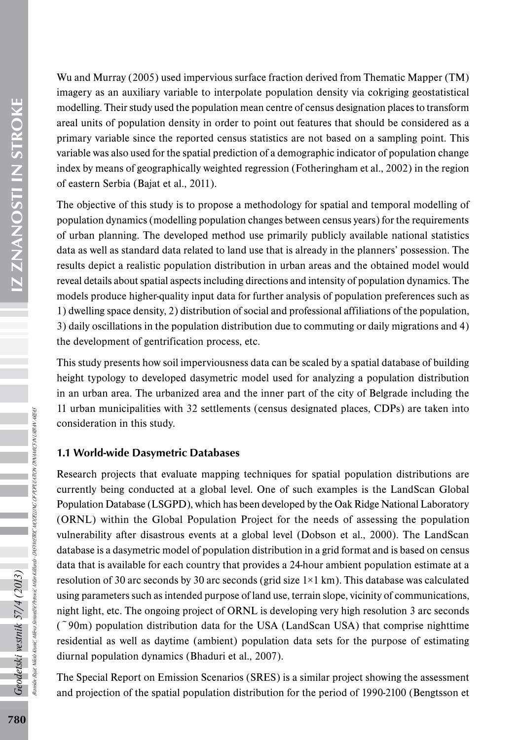Wu and Murray (2005) used impervious surface fraction derived from Thematic Mapper (TM) imagery as an auxiliary variable to interpolate population density via cokriging geostatistical modelling. Their study used the population mean centre of census designation places to transform areal units of population density in order to point out features that should be considered as a primary variable since the reported census statistics are not based on a sampling point. This variable was also used for the spatial prediction of a demographic indicator of population change index by means of geographically weighted regression (Fotheringham et al., 2002) in the region of eastern Serbia (Bajat et al., 2011).

The objective of this study is to propose a methodology for spatial and temporal modelling of population dynamics (modelling population changes between census years) for the requirements of urban planning. The developed method use primarily publicly available national statistics data as well as standard data related to land use that is already in the planners' possession. The results depict a realistic population distribution in urban areas and the obtained model would reveal details about spatial aspects including directions and intensity of population dynamics. The models produce higher-quality input data for further analysis of population preferences such as 1) dwelling space density, 2) distribution of social and professional affiliations of the population, 3) daily oscillations in the population distribution due to commuting or daily migrations and 4) the development of gentrification process, etc.

This study presents how soil imperviousness data can be scaled by a spatial database of building height typology to developed dasymetric model used for analyzing a population distribution in an urban area. The urbanized area and the inner part of the city of Belgrade including the 11 urban municipalities with 32 settlements (census designated places, CDPs) are taken into consideration in this study.

### 1.1 World-wide Dasymetric Databases

Research projects that evaluate mapping techniques for spatial population distributions are currently being conducted at a global level. One of such examples is the LandScan Global Population Database (LSGPD), which has been developed by the Oak Ridge National Laboratory (ORNL) within the Global Population Project for the needs of assessing the population vulnerability after disastrous events at a global level (Dobson et al., 2000). The LandScan database is a dasymetric model of population distribution in a grid format and is based on census data that is available for each country that provides a 24-hour ambient population estimate at a resolution of 30 arc seconds by 30 arc seconds (grid size 1×1 km). This database was calculated using parameters such as intended purpose of land use, terrain slope, vicinity of communications, night light, etc. The ongoing project of ORNL is developing very high resolution 3 arc seconds (~90m) population distribution data for the USA (LandScan USA) that comprise nighttime residential as well as daytime (ambient) population data sets for the purpose of estimating diurnal population dynamics (Bhaduri et al., 2007).

The Special Report on Emission Scenarios (SRES) is a similar project showing the assessment and projection of the spatial population distribution for the period of 1990-2100 (Bengtsson et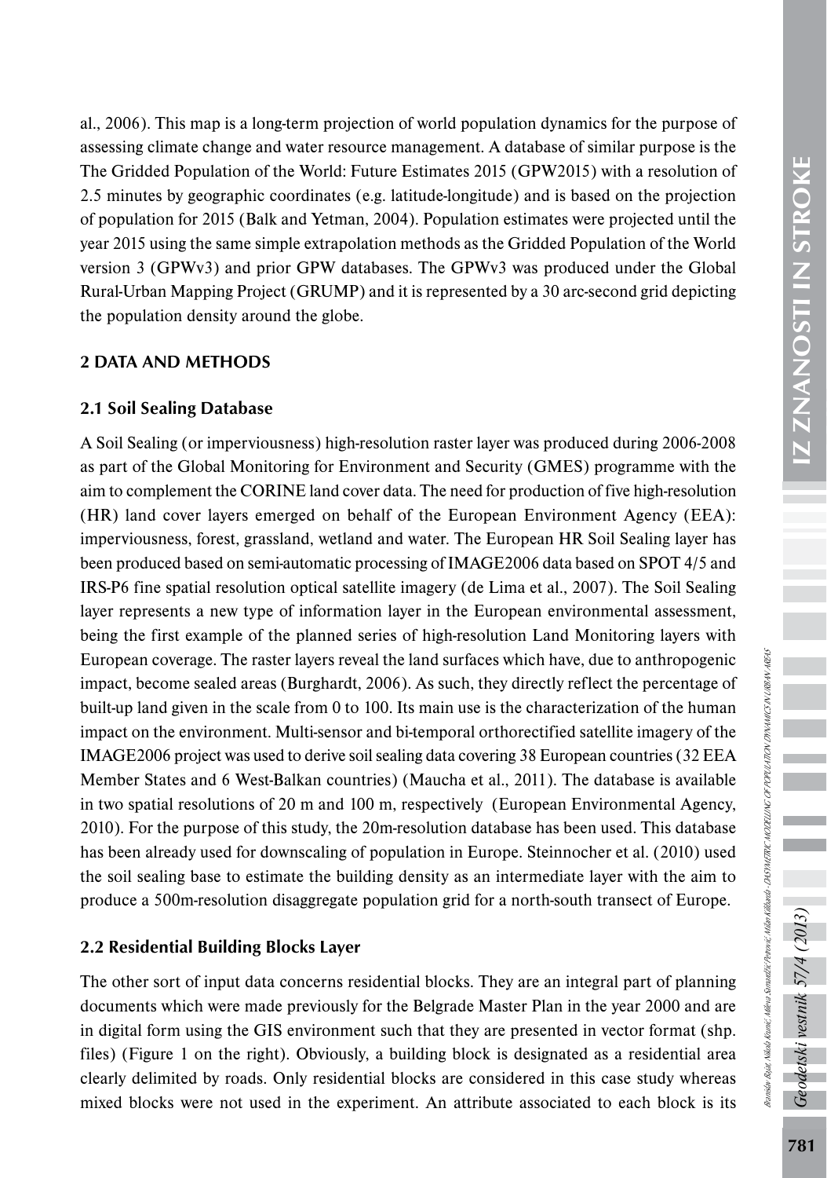al., 2006). This map is a long-term projection of world population dynamics for the purpose of assessing climate change and water resource management. A database of similar purpose is the The Gridded Population of the World: Future Estimates 2015 (GPW2015) with a resolution of 2.5 minutes by geographic coordinates (e.g. latitude-longitude) and is based on the projection of population for 2015 (Balk and Yetman, 2004). Population estimates were projected until the year 2015 using the same simple extrapolation methods as the Gridded Population of the World version 3 (GPWv3) and prior GPW databases. The GPWv3 was produced under the Global Rural-Urban Mapping Project (GRUMP) and it is represented by a 30 arc-second grid depicting the population density around the globe.

## 2 DATA AND METHODS

### 2.1 Soil Sealing Database

A Soil Sealing (or imperviousness) high-resolution raster layer was produced during 2006-2008 as part of the Global Monitoring for Environment and Security (GMES) programme with the aim to complement the CORINE land cover data. The need for production of five high-resolution (HR) land cover layers emerged on behalf of the European Environment Agency (EEA): imperviousness, forest, grassland, wetland and water. The European HR Soil Sealing layer has been produced based on semi-automatic processing of IMAGE2006 data based on SPOT 4/5 and IRS-P6 fine spatial resolution optical satellite imagery (de Lima et al., 2007). The Soil Sealing layer represents a new type of information layer in the European environmental assessment, being the first example of the planned series of high-resolution Land Monitoring layers with European coverage. The raster layers reveal the land surfaces which have, due to anthropogenic impact, become sealed areas (Burghardt, 2006). As such, they directly reflect the percentage of built-up land given in the scale from 0 to 100. Its main use is the characterization of the human impact on the environment. Multi-sensor and bi-temporal orthorectified satellite imagery of the IMAGE2006 project was used to derive soil sealing data covering 38 European countries (32 EEA Member States and 6 West-Balkan countries) (Maucha et al., 2011). The database is available in two spatial resolutions of 20 m and 100 m, respectively (European Environmental Agency, 2010). For the purpose of this study, the 20m-resolution database has been used. This database has been already used for downscaling of population in Europe. Steinnocher et al. (2010) used the soil sealing base to estimate the building density as an intermediate layer with the aim to produce a 500m-resolution disaggregate population grid for a north-south transect of Europe.

### 2.2 Residential Building Blocks Layer

The other sort of input data concerns residential blocks. They are an integral part of planning documents which were made previously for the Belgrade Master Plan in the year 2000 and are in digital form using the GIS environment such that they are presented in vector format (shp. files) (Figure 1 on the right). Obviously, a building block is designated as a residential area clearly delimited by roads. Only residential blocks are considered in this case study whereas mixed blocks were not used in the experiment. An attribute associated to each block is its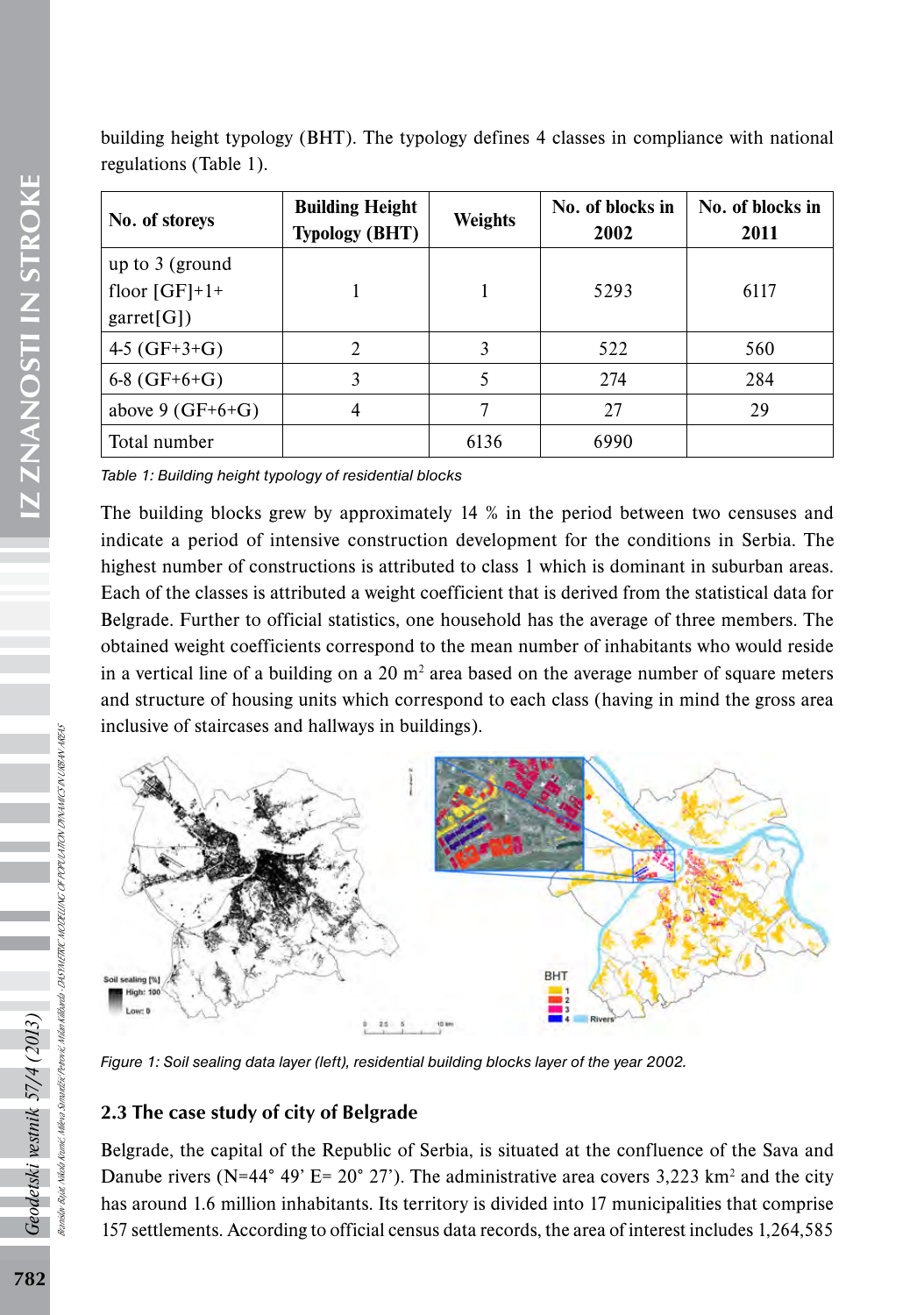building height typology (BHT). The typology defines 4 classes in compliance with national regulations (Table 1).

| No. of storeys | Building Height Typology (BHT) | Weights | No. of blocks in 2002 | No. of blocks in 2011 |
|---|---|---|---|---|
| up to 3 (ground floor [GF]+1+ garret[G]) | 1 | 1 | 5293 | 6117 |
| 4-5 (GF+3+G) | 2 | 3 | 522 | 560 |
| 6-8 (GF+6+G) | 3 | 5 | 274 | 284 |
| above 9 (GF+6+G) | 4 | 7 | 27 | 29 |
| Total number | | 6136 | 6990 | |

*Table 1: Building height typology of residential blocks*

The building blocks grew by approximately 14 % in the period between two censuses and indicate a period of intensive construction development for the conditions in Serbia. The highest number of constructions is attributed to class 1 which is dominant in suburban areas. Each of the classes is attributed a weight coefficient that is derived from the statistical data for Belgrade. Further to official statistics, one household has the average of three members. The obtained weight coefficients correspond to the mean number of inhabitants who would reside in a vertical line of a building on a 20 m$^2$ area based on the average number of square meters and structure of housing units which correspond to each class (having in mind the gross area inclusive of staircases and hallways in buildings).

*Figure 1: Soil sealing data layer (left), residential building blocks layer of the year 2002.*

## 2.3 The case study of city of Belgrade

Belgrade, the capital of the Republic of Serbia, is situated at the confluence of the Sava and Danube rivers (N=44° 49' E= 20° 27'). The administrative area covers 3,223 km$^2$ and the city has around 1.6 million inhabitants. Its territory is divided into 17 municipalities that comprise 157 settlements. According to official census data records, the area of interest includes 1,264,585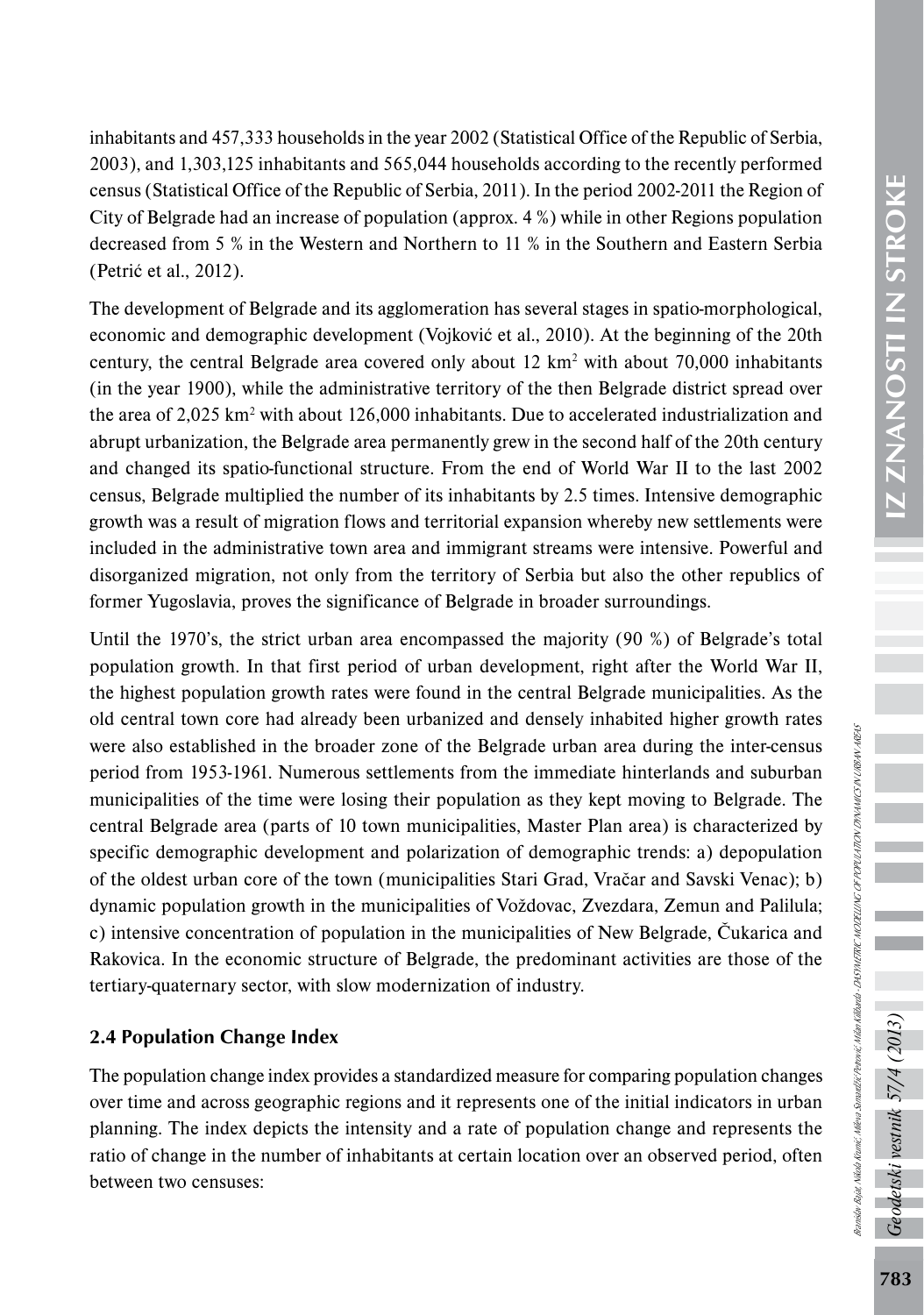inhabitants and 457,333 households in the year 2002 (Statistical Office of the Republic of Serbia, 2003), and 1,303,125 inhabitants and 565,044 households according to the recently performed census (Statistical Office of the Republic of Serbia, 2011). In the period 2002-2011 the Region of City of Belgrade had an increase of population (approx. 4 %) while in other Regions population decreased from 5 % in the Western and Northern to 11 % in the Southern and Eastern Serbia (Petrić et al., 2012).

The development of Belgrade and its agglomeration has several stages in spatio-morphological, economic and demographic development (Vojković et al., 2010). At the beginning of the 20th century, the central Belgrade area covered only about 12 km$^2$ with about 70,000 inhabitants (in the year 1900), while the administrative territory of the then Belgrade district spread over the area of 2,025 km$^2$ with about 126,000 inhabitants. Due to accelerated industrialization and abrupt urbanization, the Belgrade area permanently grew in the second half of the 20th century and changed its spatio-functional structure. From the end of World War II to the last 2002 census, Belgrade multiplied the number of its inhabitants by 2.5 times. Intensive demographic growth was a result of migration flows and territorial expansion whereby new settlements were included in the administrative town area and immigrant streams were intensive. Powerful and disorganized migration, not only from the territory of Serbia but also the other republics of former Yugoslavia, proves the significance of Belgrade in broader surroundings.

Until the 1970's, the strict urban area encompassed the majority (90 %) of Belgrade's total population growth. In that first period of urban development, right after the World War II, the highest population growth rates were found in the central Belgrade municipalities. As the old central town core had already been urbanized and densely inhabited higher growth rates were also established in the broader zone of the Belgrade urban area during the inter-census period from 1953-1961. Numerous settlements from the immediate hinterlands and suburban municipalities of the time were losing their population as they kept moving to Belgrade. The central Belgrade area (parts of 10 town municipalities, Master Plan area) is characterized by specific demographic development and polarization of demographic trends: a) depopulation of the oldest urban core of the town (municipalities Stari Grad, Vračar and Savski Venac); b) dynamic population growth in the municipalities of Voždovac, Zvezdara, Zemun and Palilula; c) intensive concentration of population in the municipalities of New Belgrade, Čukarica and Rakovica. In the economic structure of Belgrade, the predominant activities are those of the tertiary-quaternary sector, with slow modernization of industry.

### 2.4 Population Change Index

The population change index provides a standardized measure for comparing population changes over time and across geographic regions and it represents one of the initial indicators in urban planning. The index depicts the intensity and a rate of population change and represents the ratio of change in the number of inhabitants at certain location over an observed period, often between two censuses: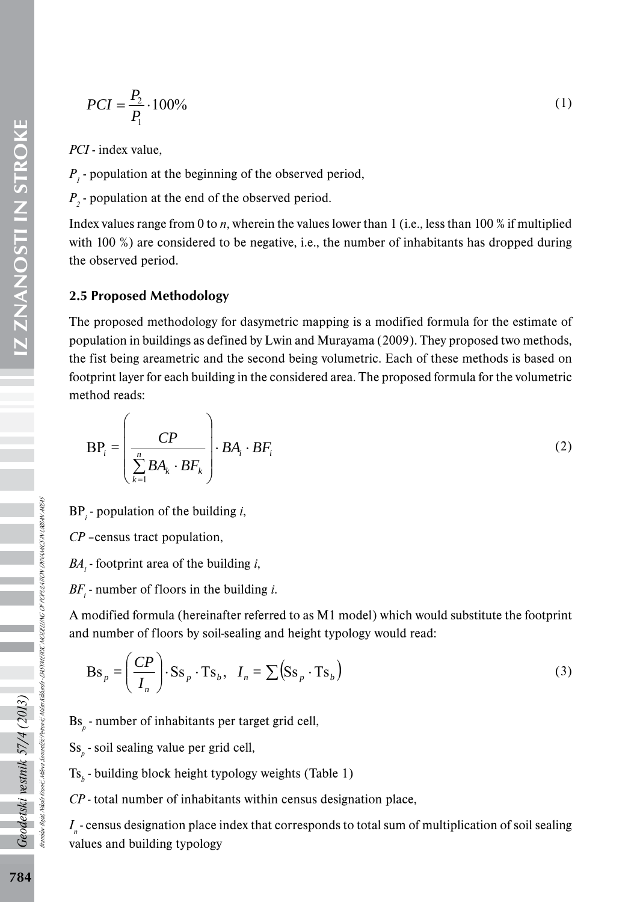$$PCI = \frac{P_2}{P_1} \cdot 100\% \tag{1}$$

*PCI* - index value,

$P_1$ - population at the beginning of the observed period,

$P_2$ - population at the end of the observed period.

Index values range from 0 to *n*, wherein the values lower than 1 (i.e., less than 100 % if multiplied with 100 %) are considered to be negative, i.e., the number of inhabitants has dropped during the observed period.

## 2.5 Proposed Methodology

The proposed methodology for dasymetric mapping is a modified formula for the estimate of population in buildings as defined by Lwin and Murayama (2009). They proposed two methods, the fist being areametric and the second being volumetric. Each of these methods is based on footprint layer for each building in the considered area. The proposed formula for the volumetric method reads:

$$\mathrm{BP}_i = \left( \frac{CP}{\sum_{k=1}^{n} BA_k \cdot BF_k} \right) \cdot BA_i \cdot BF_i \tag{2}$$

$\mathrm{BP}_i$ - population of the building *i*,

*CP* –census tract population,

$BA_i$ - footprint area of the building *i*,

$BF_i$ - number of floors in the building *i*.

A modified formula (hereinafter referred to as M1 model) which would substitute the footprint and number of floors by soil-sealing and height typology would read:

$$\mathrm{Bs}_p = \left( \frac{CP}{I_n} \right) \cdot \mathrm{Ss}_p \cdot \mathrm{Ts}_b, \quad I_n = \sum \left( \mathrm{Ss}_p \cdot \mathrm{Ts}_b \right) \tag{3}$$

$\mathrm{Bs}_p$ - number of inhabitants per target grid cell,

$\mathrm{Ss}_p$ - soil sealing value per grid cell,

$\mathrm{Ts}_b$ - building block height typology weights (Table 1)

*CP* - total number of inhabitants within census designation place,

$I_n$ - census designation place index that corresponds to total sum of multiplication of soil sealing values and building typology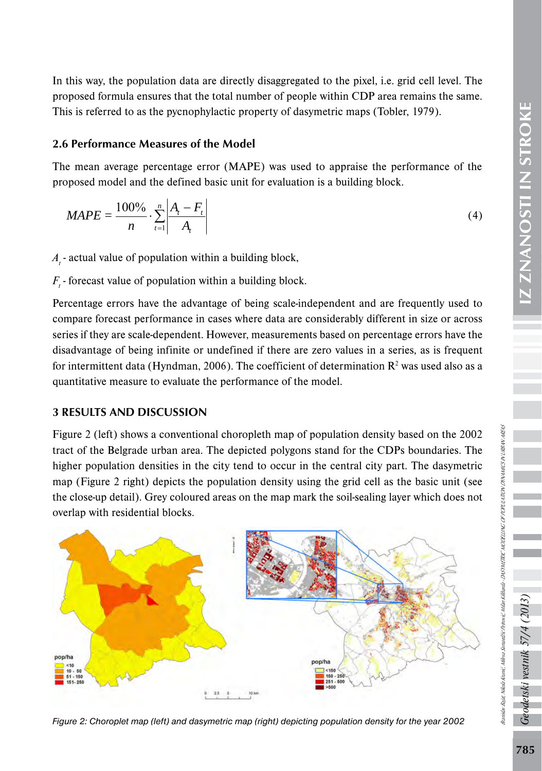In this way, the population data are directly disaggregated to the pixel, i.e. grid cell level. The proposed formula ensures that the total number of people within CDP area remains the same. This is referred to as the pycnophylactic property of dasymetric maps (Tobler, 1979).

### 2.6 Performance Measures of the Model

The mean average percentage error (MAPE) was used to appraise the performance of the proposed model and the defined basic unit for evaluation is a building block.

$$MAPE = \frac{100\%}{n} \cdot \sum_{t=1}^{n} \left| \frac{A_t - F_t}{A_t} \right| \tag{4}$$

$A_t$ - actual value of population within a building block,

$F_t$ - forecast value of population within a building block.

Percentage errors have the advantage of being scale-independent and are frequently used to compare forecast performance in cases where data are considerably different in size or across series if they are scale-dependent. However, measurements based on percentage errors have the disadvantage of being infinite or undefined if there are zero values in a series, as is frequent for intermittent data (Hyndman, 2006). The coefficient of determination $R^2$ was used also as a quantitative measure to evaluate the performance of the model.

## 3 RESULTS AND DISCUSSION

Figure 2 (left) shows a conventional choropleth map of population density based on the 2002 tract of the Belgrade urban area. The depicted polygons stand for the CDPs boundaries. The higher population densities in the city tend to occur in the central city part. The dasymetric map (Figure 2 right) depicts the population density using the grid cell as the basic unit (see the close-up detail). Grey coloured areas on the map mark the soil-sealing layer which does not overlap with residential blocks.

Figure 2: Choroplet map (left) and dasymetric map (right) depicting population density for the year 2002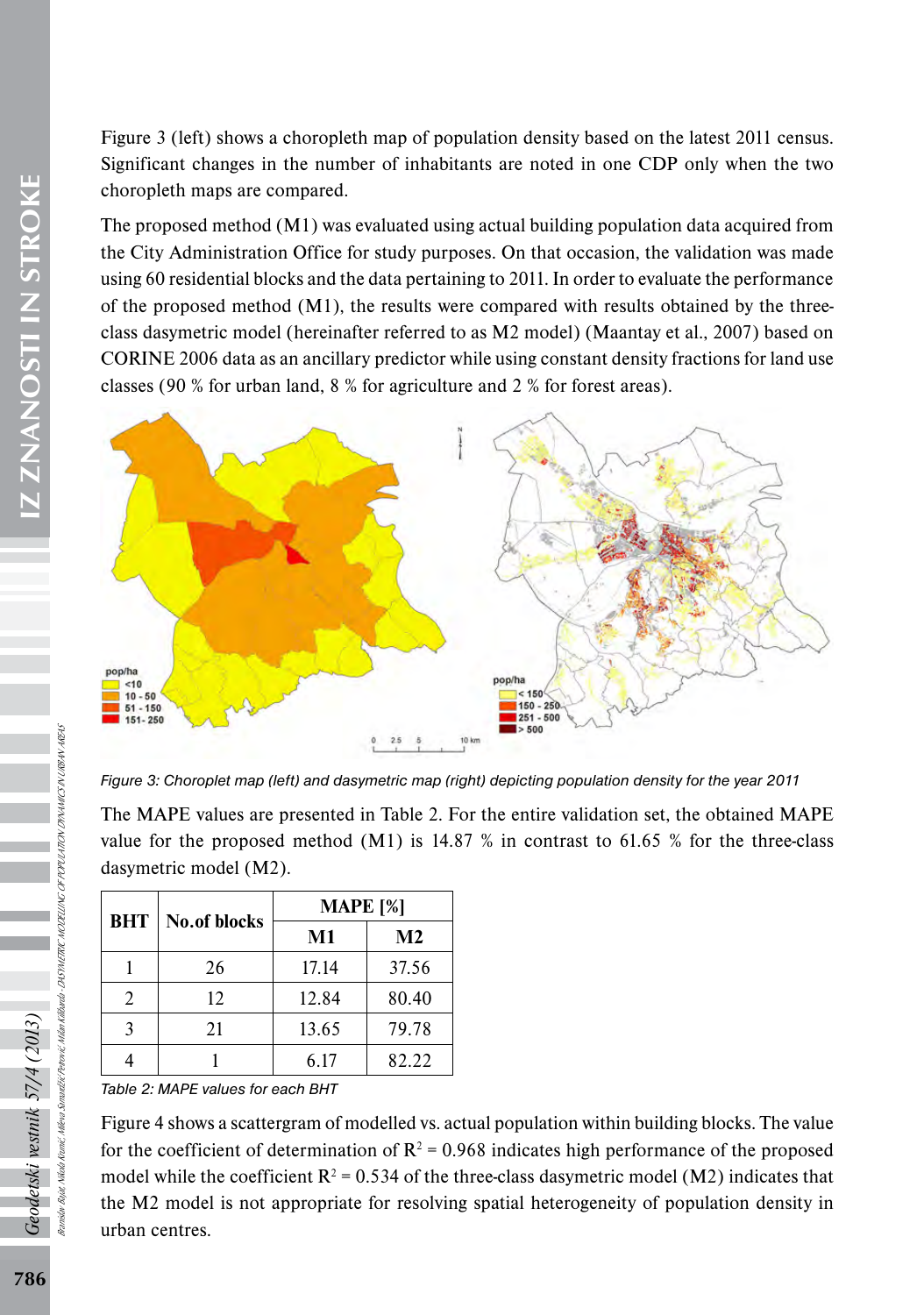Figure 3 (left) shows a choropleth map of population density based on the latest 2011 census. Significant changes in the number of inhabitants are noted in one CDP only when the two choropleth maps are compared.

The proposed method (M1) was evaluated using actual building population data acquired from the City Administration Office for study purposes. On that occasion, the validation was made using 60 residential blocks and the data pertaining to 2011. In order to evaluate the performance of the proposed method (M1), the results were compared with results obtained by the three-class dasymetric model (hereinafter referred to as M2 model) (Maantay et al., 2007) based on CORINE 2006 data as an ancillary predictor while using constant density fractions for land use classes (90 % for urban land, 8 % for agriculture and 2 % for forest areas).

*Figure 3: Choroplet map (left) and dasymetric map (right) depicting population density for the year 2011*

The MAPE values are presented in Table 2. For the entire validation set, the obtained MAPE value for the proposed method (M1) is 14.87 % in contrast to 61.65 % for the three-class dasymetric model (M2).

| BHT | No.of blocks | MAPE [%] | |
|---|---|---|---|
| | | M1 | M2 |
| 1 | 26 | 17.14 | 37.56 |
| 2 | 12 | 12.84 | 80.40 |
| 3 | 21 | 13.65 | 79.78 |
| 4 | 1 | 6.17 | 82.22 |

*Table 2: MAPE values for each BHT*

Figure 4 shows a scattergram of modelled vs. actual population within building blocks. The value for the coefficient of determination of $R^2 = 0.968$ indicates high performance of the proposed model while the coefficient $R^2 = 0.534$ of the three-class dasymetric model (M2) indicates that the M2 model is not appropriate for resolving spatial heterogeneity of population density in urban centres.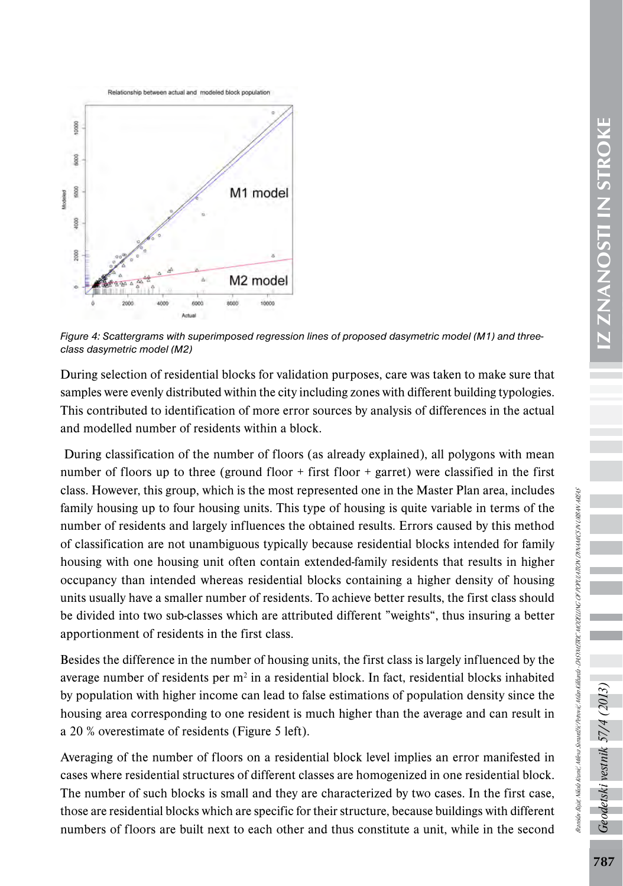Figure 4: Scattergrams with superimposed regression lines of proposed dasymetric model (M1) and three-class dasymetric model (M2)

During selection of residential blocks for validation purposes, care was taken to make sure that samples were evenly distributed within the city including zones with different building typologies. This contributed to identification of more error sources by analysis of differences in the actual and modelled number of residents within a block.

During classification of the number of floors (as already explained), all polygons with mean number of floors up to three (ground floor + first floor + garret) were classified in the first class. However, this group, which is the most represented one in the Master Plan area, includes family housing up to four housing units. This type of housing is quite variable in terms of the number of residents and largely influences the obtained results. Errors caused by this method of classification are not unambiguous typically because residential blocks intended for family housing with one housing unit often contain extended-family residents that results in higher occupancy than intended whereas residential blocks containing a higher density of housing units usually have a smaller number of residents. To achieve better results, the first class should be divided into two sub-classes which are attributed different "weights", thus insuring a better apportionment of residents in the first class.

Besides the difference in the number of housing units, the first class is largely influenced by the average number of residents per $m^2$ in a residential block. In fact, residential blocks inhabited by population with higher income can lead to false estimations of population density since the housing area corresponding to one resident is much higher than the average and can result in a 20 % overestimate of residents (Figure 5 left).

Averaging of the number of floors on a residential block level implies an error manifested in cases where residential structures of different classes are homogenized in one residential block. The number of such blocks is small and they are characterized by two cases. In the first case, those are residential blocks which are specific for their structure, because buildings with different numbers of floors are built next to each other and thus constitute a unit, while in the second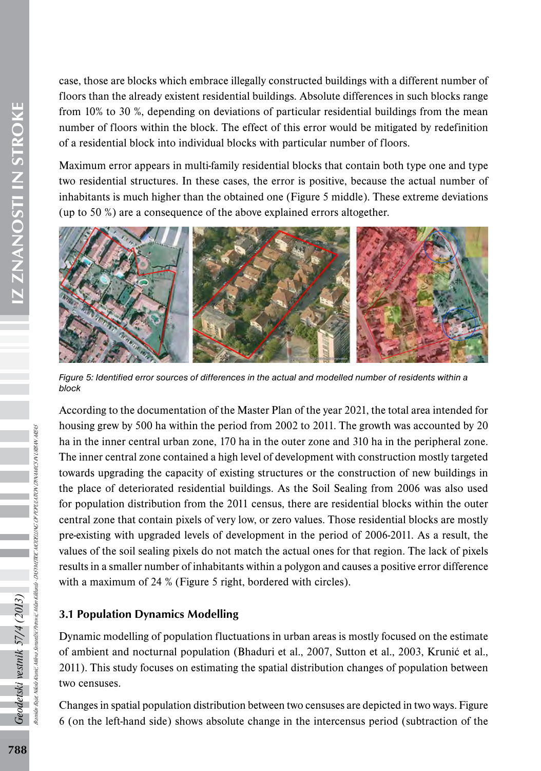case, those are blocks which embrace illegally constructed buildings with a different number of floors than the already existent residential buildings. Absolute differences in such blocks range from 10% to 30 %, depending on deviations of particular residential buildings from the mean number of floors within the block. The effect of this error would be mitigated by redefinition of a residential block into individual blocks with particular number of floors.

Maximum error appears in multi-family residential blocks that contain both type one and type two residential structures. In these cases, the error is positive, because the actual number of inhabitants is much higher than the obtained one (Figure 5 middle). These extreme deviations (up to 50 %) are a consequence of the above explained errors altogether.

*Figure 5: Identified error sources of differences in the actual and modelled number of residents within a block*

According to the documentation of the Master Plan of the year 2021, the total area intended for housing grew by 500 ha within the period from 2002 to 2011. The growth was accounted by 20 ha in the inner central urban zone, 170 ha in the outer zone and 310 ha in the peripheral zone. The inner central zone contained a high level of development with construction mostly targeted towards upgrading the capacity of existing structures or the construction of new buildings in the place of deteriorated residential buildings. As the Soil Sealing from 2006 was also used for population distribution from the 2011 census, there are residential blocks within the outer central zone that contain pixels of very low, or zero values. Those residential blocks are mostly pre-existing with upgraded levels of development in the period of 2006-2011. As a result, the values of the soil sealing pixels do not match the actual ones for that region. The lack of pixels results in a smaller number of inhabitants within a polygon and causes a positive error difference with a maximum of 24 % (Figure 5 right, bordered with circles).

### 3.1 Population Dynamics Modelling

Dynamic modelling of population fluctuations in urban areas is mostly focused on the estimate of ambient and nocturnal population (Bhaduri et al., 2007, Sutton et al., 2003, Krunić et al., 2011). This study focuses on estimating the spatial distribution changes of population between two censuses.

Changes in spatial population distribution between two censuses are depicted in two ways. Figure 6 (on the left-hand side) shows absolute change in the intercensus period (subtraction of the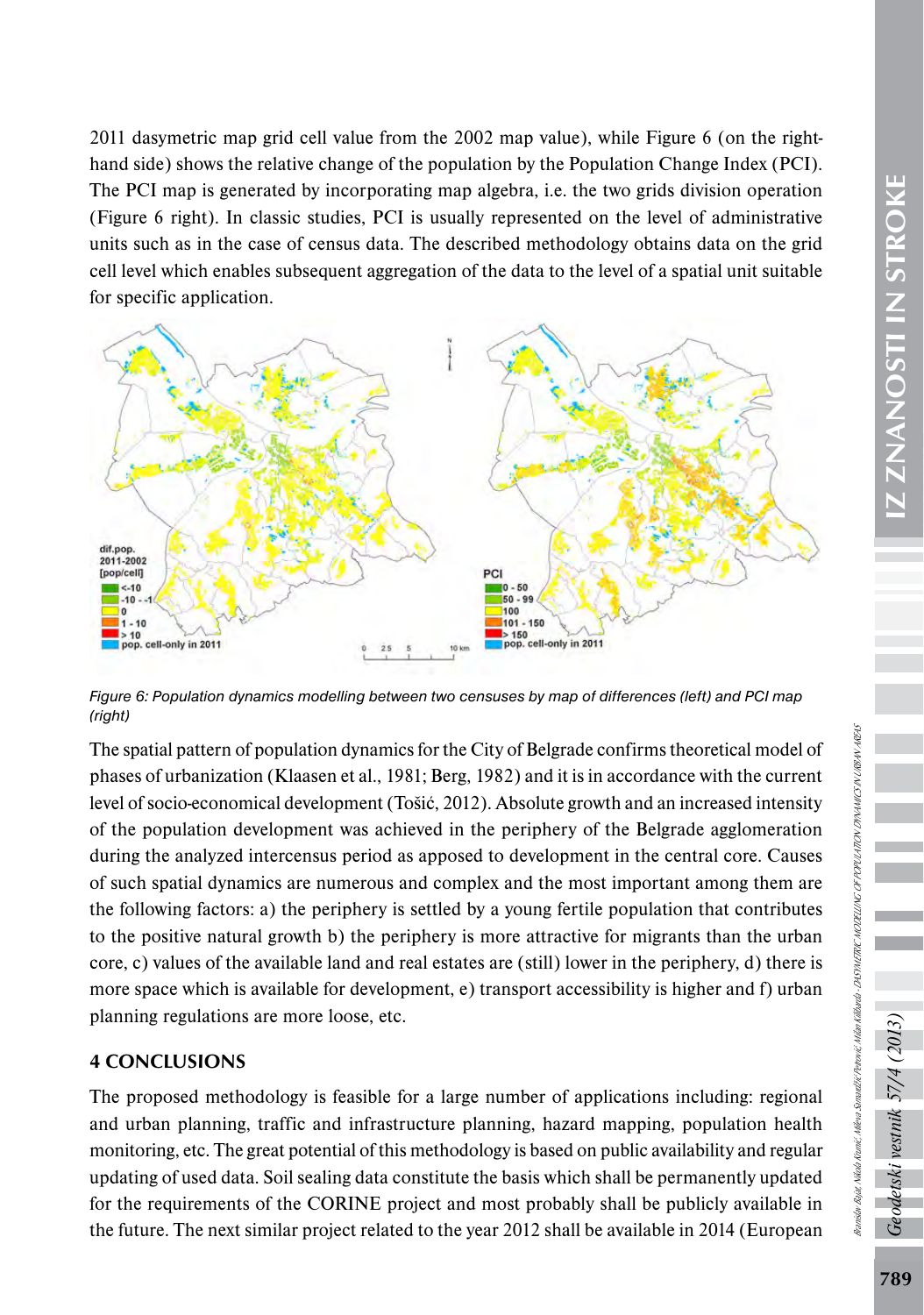2011 dasymetric map grid cell value from the 2002 map value), while Figure 6 (on the right-hand side) shows the relative change of the population by the Population Change Index (PCI). The PCI map is generated by incorporating map algebra, i.e. the two grids division operation (Figure 6 right). In classic studies, PCI is usually represented on the level of administrative units such as in the case of census data. The described methodology obtains data on the grid cell level which enables subsequent aggregation of the data to the level of a spatial unit suitable for specific application.

*Figure 6: Population dynamics modelling between two censuses by map of differences (left) and PCI map (right)*

The spatial pattern of population dynamics for the City of Belgrade confirms theoretical model of phases of urbanization (Klaasen et al., 1981; Berg, 1982) and it is in accordance with the current level of socio-economical development (Tošić, 2012). Absolute growth and an increased intensity of the population development was achieved in the periphery of the Belgrade agglomeration during the analyzed intercensus period as apposed to development in the central core. Causes of such spatial dynamics are numerous and complex and the most important among them are the following factors: a) the periphery is settled by a young fertile population that contributes to the positive natural growth b) the periphery is more attractive for migrants than the urban core, c) values of the available land and real estates are (still) lower in the periphery, d) there is more space which is available for development, e) transport accessibility is higher and f) urban planning regulations are more loose, etc.

## 4 CONCLUSIONS

The proposed methodology is feasible for a large number of applications including: regional and urban planning, traffic and infrastructure planning, hazard mapping, population health monitoring, etc. The great potential of this methodology is based on public availability and regular updating of used data. Soil sealing data constitute the basis which shall be permanently updated for the requirements of the CORINE project and most probably shall be publicly available in the future. The next similar project related to the year 2012 shall be available in 2014 (European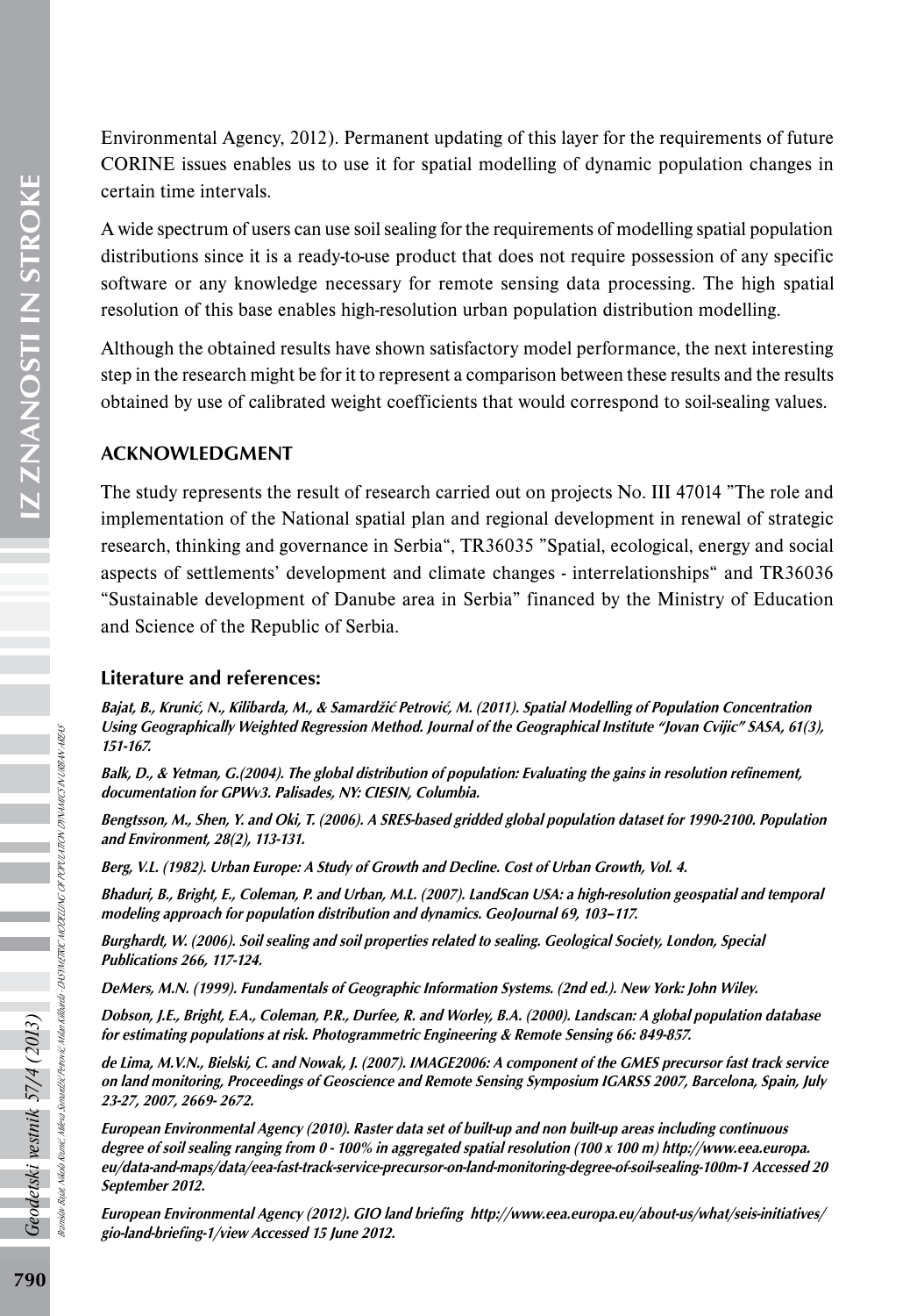Environmental Agency, 2012). Permanent updating of this layer for the requirements of future CORINE issues enables us to use it for spatial modelling of dynamic population changes in certain time intervals.

A wide spectrum of users can use soil sealing for the requirements of modelling spatial population distributions since it is a ready-to-use product that does not require possession of any specific software or any knowledge necessary for remote sensing data processing. The high spatial resolution of this base enables high-resolution urban population distribution modelling.

Although the obtained results have shown satisfactory model performance, the next interesting step in the research might be for it to represent a comparison between these results and the results obtained by use of calibrated weight coefficients that would correspond to soil-sealing values.

## ACKNOWLEDGMENT

The study represents the result of research carried out on projects No. III 47014 "The role and implementation of the National spatial plan and regional development in renewal of strategic research, thinking and governance in Serbia", TR36035 "Spatial, ecological, energy and social aspects of settlements' development and climate changes - interrelationships" and TR36036 "Sustainable development of Danube area in Serbia" financed by the Ministry of Education and Science of the Republic of Serbia.

## Literature and references:

***Bajat, B., Krunić, N., Kilibarda, M., & Samardžić Petrović, M. (2011). Spatial Modelling of Population Concentration Using Geographically Weighted Regression Method. Journal of the Geographical Institute "Jovan Cvijic" SASA, 61(3), 151-167.***

***Balk, D., & Yetman, G.(2004). The global distribution of population: Evaluating the gains in resolution refinement, documentation for GPWv3. Palisades, NY: CIESIN, Columbia.***

***Bengtsson, M., Shen, Y. and Oki, T. (2006). A SRES-based gridded global population dataset for 1990-2100. Population and Environment, 28(2), 113-131.***

***Berg, V.L. (1982). Urban Europe: A Study of Growth and Decline. Cost of Urban Growth, Vol. 4.***

***Bhaduri, B., Bright, E., Coleman, P. and Urban, M.L. (2007). LandScan USA: a high-resolution geospatial and temporal modeling approach for population distribution and dynamics. GeoJournal 69, 103–117.***

***Burghardt, W. (2006). Soil sealing and soil properties related to sealing. Geological Society, London, Special Publications 266, 117-124.***

***DeMers, M.N. (1999). Fundamentals of Geographic Information Systems. (2nd ed.). New York: John Wiley.***

***Dobson, J.E., Bright, E.A., Coleman, P.R., Durfee, R. and Worley, B.A. (2000). Landscan: A global population database for estimating populations at risk. Photogrammetric Engineering & Remote Sensing 66: 849-857.***

***de Lima, M.V.N., Bielski, C. and Nowak, J. (2007). IMAGE2006: A component of the GMES precursor fast track service on land monitoring, Proceedings of Geoscience and Remote Sensing Symposium IGARSS 2007, Barcelona, Spain, July 23-27, 2007, 2669- 2672.***

***European Environmental Agency (2010). Raster data set of built-up and non built-up areas including continuous degree of soil sealing ranging from 0 - 100% in aggregated spatial resolution (100 x 100 m) http://www.eea.europa.eu/data-and-maps/data/eea-fast-track-service-precursor-on-land-monitoring-degree-of-soil-sealing-100m-1 Accessed 20 September 2012.***

***European Environmental Agency (2012). GIO land briefing http://www.eea.europa.eu/about-us/what/seis-initiatives/gio-land-briefing-1/view Accessed 15 June 2012.***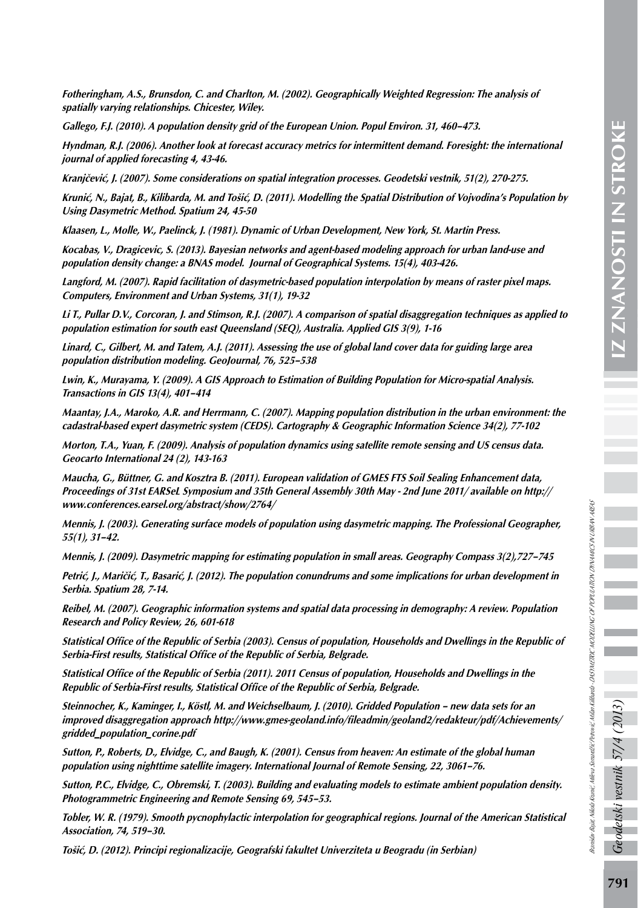*Fotheringham, A.S., Brunsdon, C. and Charlton, M. (2002). Geographically Weighted Regression: The analysis of spatially varying relationships. Chicester, Wiley.*

*Gallego, F.J. (2010). A population density grid of the European Union. Popul Environ. 31, 460–473.*

*Hyndman, R.J. (2006). Another look at forecast accuracy metrics for intermittent demand. Foresight: the international journal of applied forecasting 4, 43-46.*

*Kranjčević, J. (2007). Some considerations on spatial integration processes. Geodetski vestnik, 51(2), 270-275.*

*Krunić, N., Bajat, B., Kilibarda, M. and Tošić, D. (2011). Modelling the Spatial Distribution of Vojvodina's Population by Using Dasymetric Method. Spatium 24, 45-50*

*Klaasen, L., Molle, W., Paelinck, J. (1981). Dynamic of Urban Development, New York, St. Martin Press.*

*Kocabas, V., Dragicevic, S. (2013). Bayesian networks and agent-based modeling approach for urban land-use and population density change: a BNAS model. Journal of Geographical Systems. 15(4), 403-426.*

*Langford, M. (2007). Rapid facilitation of dasymetric-based population interpolation by means of raster pixel maps. Computers, Environment and Urban Systems, 31(1), 19-32*

*Li T., Pullar D.V., Corcoran, J. and Stimson, R.J. (2007). A comparison of spatial disaggregation techniques as applied to population estimation for south east Queensland (SEQ), Australia. Applied GIS 3(9), 1-16*

*Linard, C., Gilbert, M. and Tatem, A.J. (2011). Assessing the use of global land cover data for guiding large area population distribution modeling. GeoJournal, 76, 525–538*

*Lwin, K., Murayama, Y. (2009). A GIS Approach to Estimation of Building Population for Micro-spatial Analysis. Transactions in GIS 13(4), 401–414*

*Maantay, J.A., Maroko, A.R. and Herrmann, C. (2007). Mapping population distribution in the urban environment: the cadastral-based expert dasymetric system (CEDS). Cartography & Geographic Information Science 34(2), 77-102*

*Morton, T.A., Yuan, F. (2009). Analysis of population dynamics using satellite remote sensing and US census data. Geocarto International 24 (2), 143-163*

*Maucha, G., Büttner, G. and Kosztra B. (2011). European validation of GMES FTS Soil Sealing Enhancement data, Proceedings of 31st EARSeL Symposium and 35th General Assembly 30th May - 2nd June 2011/ available on http://www.conferences.earsel.org/abstract/show/2764/*

*Mennis, J. (2003). Generating surface models of population using dasymetric mapping. The Professional Geographer, 55(1), 31–42.*

*Mennis, J. (2009). Dasymetric mapping for estimating population in small areas. Geography Compass 3(2),727–745*

*Petrić, J., Maričić, T., Basarić, J. (2012). The population conundrums and some implications for urban development in Serbia. Spatium 28, 7-14.*

*Reibel, M. (2007). Geographic information systems and spatial data processing in demography: A review. Population Research and Policy Review, 26, 601-618*

*Statistical Office of the Republic of Serbia (2003). Census of population, Households and Dwellings in the Republic of Serbia-First results, Statistical Office of the Republic of Serbia, Belgrade.*

*Statistical Office of the Republic of Serbia (2011). 2011 Census of population, Households and Dwellings in the Republic of Serbia-First results, Statistical Office of the Republic of Serbia, Belgrade.*

*Steinnocher, K., Kaminger, I., Köstl, M. and Weichselbaum, J. (2010). Gridded Population – new data sets for an improved disaggregation approach http://www.gmes-geoland.info/fileadmin/geoland2/redakteur/pdf/Achievements/gridded_population_corine.pdf*

*Sutton, P., Roberts, D., Elvidge, C., and Baugh, K. (2001). Census from heaven: An estimate of the global human population using nighttime satellite imagery. International Journal of Remote Sensing, 22, 3061–76.*

*Sutton, P.C., Elvidge, C., Obremski, T. (2003). Building and evaluating models to estimate ambient population density. Photogrammetric Engineering and Remote Sensing 69, 545–53.*

*Tobler, W. R. (1979). Smooth pycnophylactic interpolation for geographical regions. Journal of the American Statistical Association, 74, 519–30.*

*Tošić, D. (2012). Principi regionalizacije, Geografski fakultet Univerziteta u Beogradu (in Serbian)*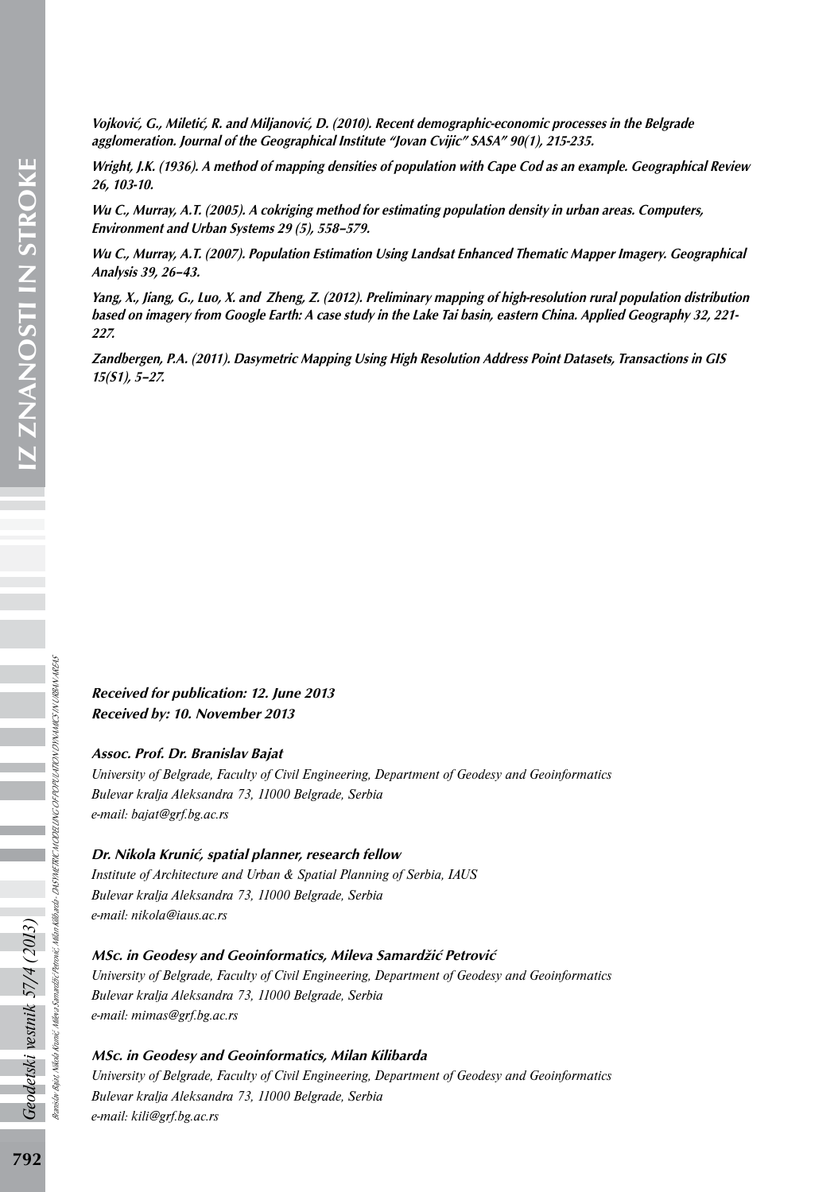*Vojković, G., Miletić, R. and Miljanović, D. (2010). Recent demographic-economic processes in the Belgrade agglomeration. Journal of the Geographical Institute "Jovan Cvijic" SASA" 90(1), 215-235.*

*Wright, J.K. (1936). A method of mapping densities of population with Cape Cod as an example. Geographical Review 26, 103-10.*

*Wu C., Murray, A.T. (2005). A cokriging method for estimating population density in urban areas. Computers, Environment and Urban Systems 29 (5), 558–579.*

*Wu C., Murray, A.T. (2007). Population Estimation Using Landsat Enhanced Thematic Mapper Imagery. Geographical Analysis 39, 26–43.*

*Yang, X., Jiang, G., Luo, X. and Zheng, Z. (2012). Preliminary mapping of high-resolution rural population distribution based on imagery from Google Earth: A case study in the Lake Tai basin, eastern China. Applied Geography 32, 221-227.*

*Zandbergen, P.A. (2011). Dasymetric Mapping Using High Resolution Address Point Datasets, Transactions in GIS 15(S1), 5–27.*

***Received for publication: 12. June 2013***
***Received by: 10. November 2013***

***Assoc. Prof. Dr. Branislav Bajat***
*University of Belgrade, Faculty of Civil Engineering, Department of Geodesy and Geoinformatics*
*Bulevar kralja Aleksandra 73, 11000 Belgrade, Serbia*
*e-mail: bajat@grf.bg.ac.rs*

***Dr. Nikola Krunić, spatial planner, research fellow***
*Institute of Architecture and Urban & Spatial Planning of Serbia, IAUS*
*Bulevar kralja Aleksandra 73, 11000 Belgrade, Serbia*
*e-mail: nikola@iaus.ac.rs*

***MSc. in Geodesy and Geoinformatics, Mileva Samardžić Petrović***
*University of Belgrade, Faculty of Civil Engineering, Department of Geodesy and Geoinformatics*
*Bulevar kralja Aleksandra 73, 11000 Belgrade, Serbia*
*e-mail: mimas@grf.bg.ac.rs*

***MSc. in Geodesy and Geoinformatics, Milan Kilibarda***
*University of Belgrade, Faculty of Civil Engineering, Department of Geodesy and Geoinformatics*
*Bulevar kralja Aleksandra 73, 11000 Belgrade, Serbia*
*e-mail: kili@grf.bg.ac.rs*